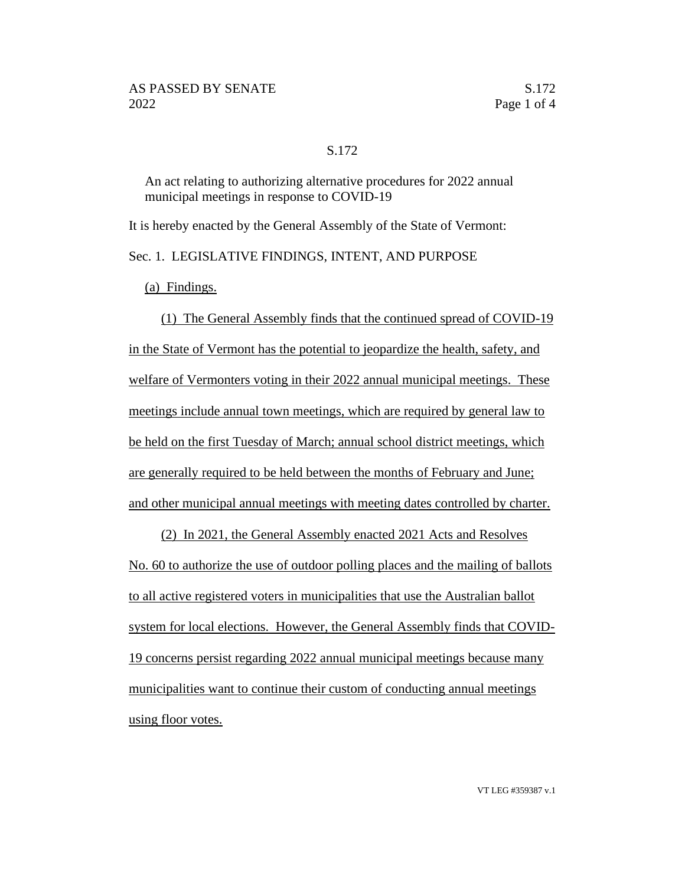# S.172

An act relating to authorizing alternative procedures for 2022 annual municipal meetings in response to COVID-19

It is hereby enacted by the General Assembly of the State of Vermont:

Sec. 1. LEGISLATIVE FINDINGS, INTENT, AND PURPOSE

(a) Findings.

(1) The General Assembly finds that the continued spread of COVID-19 in the State of Vermont has the potential to jeopardize the health, safety, and welfare of Vermonters voting in their 2022 annual municipal meetings. These meetings include annual town meetings, which are required by general law to be held on the first Tuesday of March; annual school district meetings, which are generally required to be held between the months of February and June; and other municipal annual meetings with meeting dates controlled by charter.

(2) In 2021, the General Assembly enacted 2021 Acts and Resolves No. 60 to authorize the use of outdoor polling places and the mailing of ballots to all active registered voters in municipalities that use the Australian ballot system for local elections. However, the General Assembly finds that COVID-19 concerns persist regarding 2022 annual municipal meetings because many municipalities want to continue their custom of conducting annual meetings using floor votes.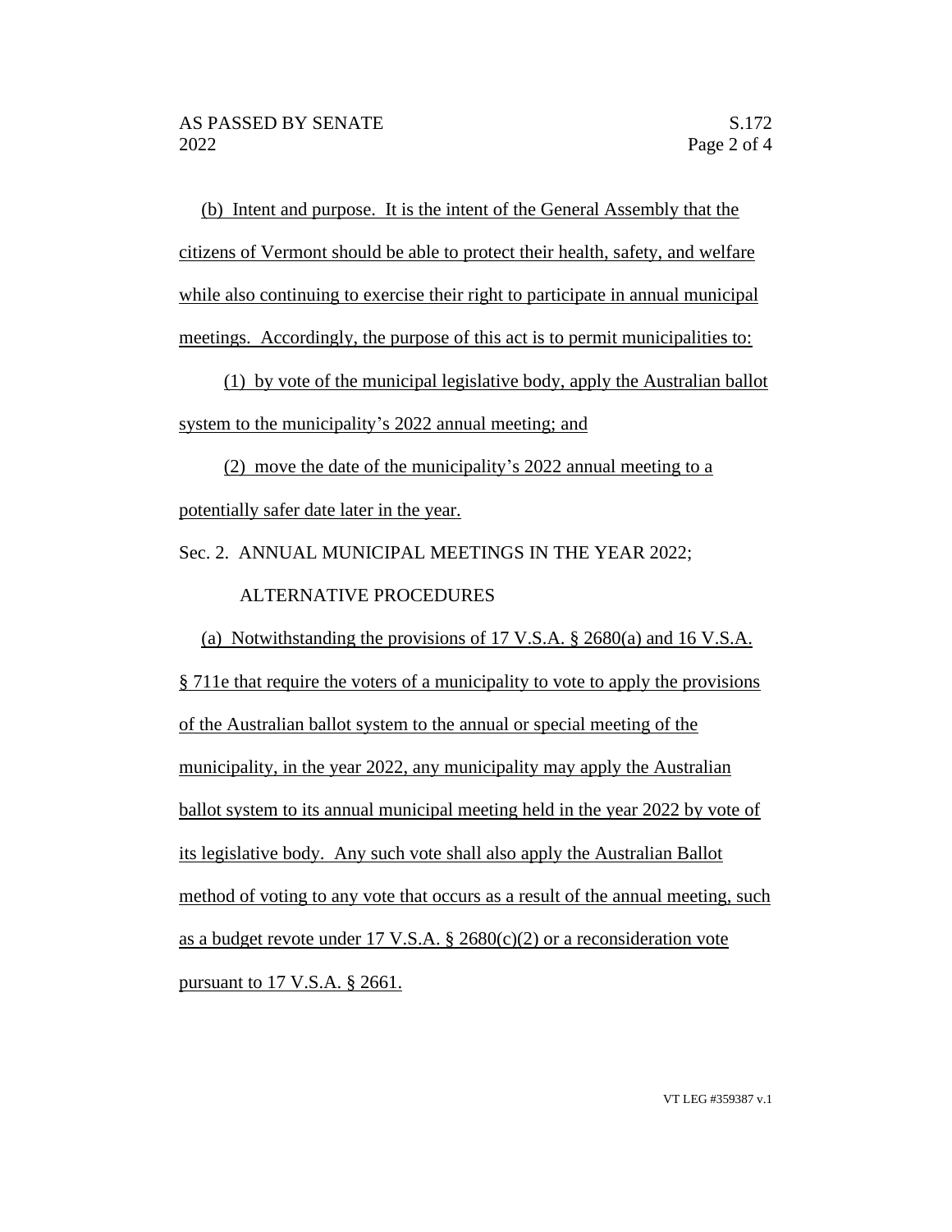(b) Intent and purpose. It is the intent of the General Assembly that the citizens of Vermont should be able to protect their health, safety, and welfare while also continuing to exercise their right to participate in annual municipal meetings. Accordingly, the purpose of this act is to permit municipalities to:

(1) by vote of the municipal legislative body, apply the Australian ballot system to the municipality's 2022 annual meeting; and

(2) move the date of the municipality's 2022 annual meeting to a potentially safer date later in the year.

Sec. 2. ANNUAL MUNICIPAL MEETINGS IN THE YEAR 2022; ALTERNATIVE PROCEDURES

(a) Notwithstanding the provisions of 17 V.S.A. § 2680(a) and 16 V.S.A. § 711e that require the voters of a municipality to vote to apply the provisions of the Australian ballot system to the annual or special meeting of the municipality, in the year 2022, any municipality may apply the Australian ballot system to its annual municipal meeting held in the year 2022 by vote of its legislative body. Any such vote shall also apply the Australian Ballot method of voting to any vote that occurs as a result of the annual meeting, such as a budget revote under 17 V.S.A. § 2680(c)(2) or a reconsideration vote pursuant to 17 V.S.A. § 2661.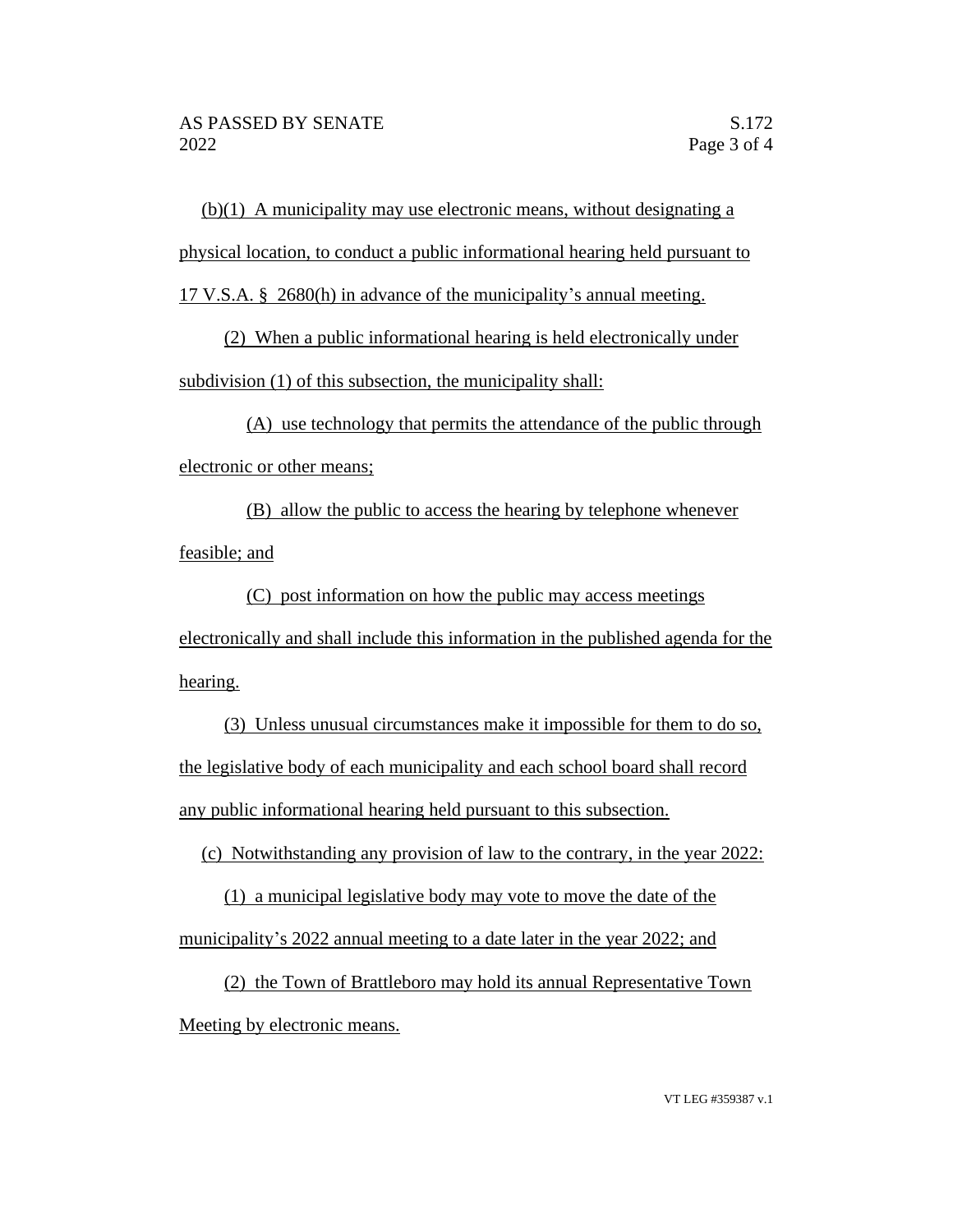(b)(1) A municipality may use electronic means, without designating a physical location, to conduct a public informational hearing held pursuant to 17 V.S.A. § 2680(h) in advance of the municipality's annual meeting.

(2) When a public informational hearing is held electronically under subdivision (1) of this subsection, the municipality shall:

(A) use technology that permits the attendance of the public through electronic or other means;

(B) allow the public to access the hearing by telephone whenever feasible; and

(C) post information on how the public may access meetings electronically and shall include this information in the published agenda for the hearing.

(3) Unless unusual circumstances make it impossible for them to do so, the legislative body of each municipality and each school board shall record any public informational hearing held pursuant to this subsection.

(c) Notwithstanding any provision of law to the contrary, in the year 2022:

(1) a municipal legislative body may vote to move the date of the municipality's 2022 annual meeting to a date later in the year 2022; and

(2) the Town of Brattleboro may hold its annual Representative Town Meeting by electronic means.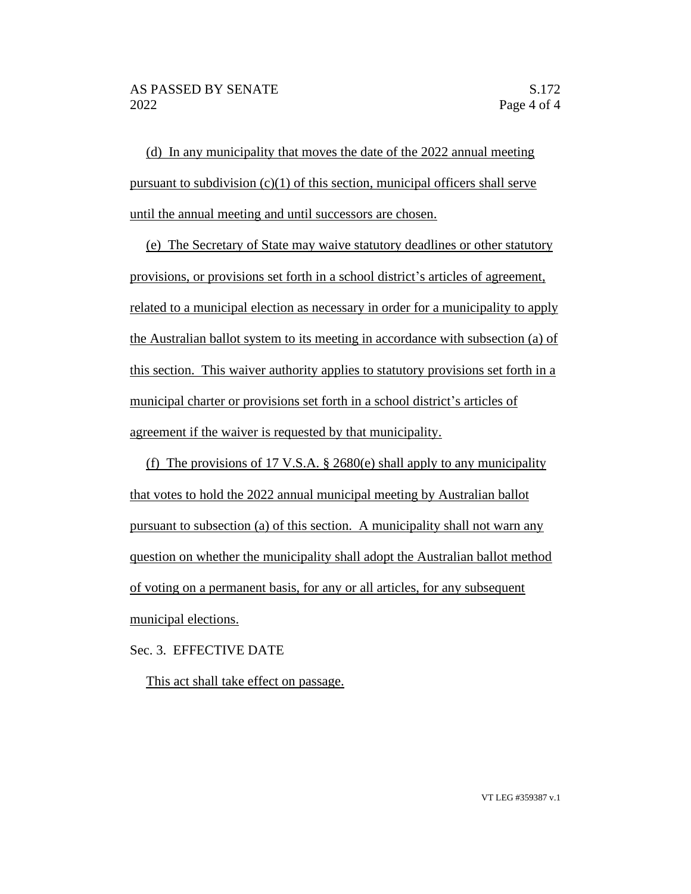(d) In any municipality that moves the date of the 2022 annual meeting pursuant to subdivision (c)(1) of this section, municipal officers shall serve until the annual meeting and until successors are chosen.

(e) The Secretary of State may waive statutory deadlines or other statutory provisions, or provisions set forth in a school district's articles of agreement, related to a municipal election as necessary in order for a municipality to apply the Australian ballot system to its meeting in accordance with subsection (a) of this section. This waiver authority applies to statutory provisions set forth in a municipal charter or provisions set forth in a school district's articles of agreement if the waiver is requested by that municipality.

(f) The provisions of 17 V.S.A. § 2680(e) shall apply to any municipality that votes to hold the 2022 annual municipal meeting by Australian ballot pursuant to subsection (a) of this section. A municipality shall not warn any question on whether the municipality shall adopt the Australian ballot method of voting on a permanent basis, for any or all articles, for any subsequent municipal elections.

Sec. 3. EFFECTIVE DATE

This act shall take effect on passage.